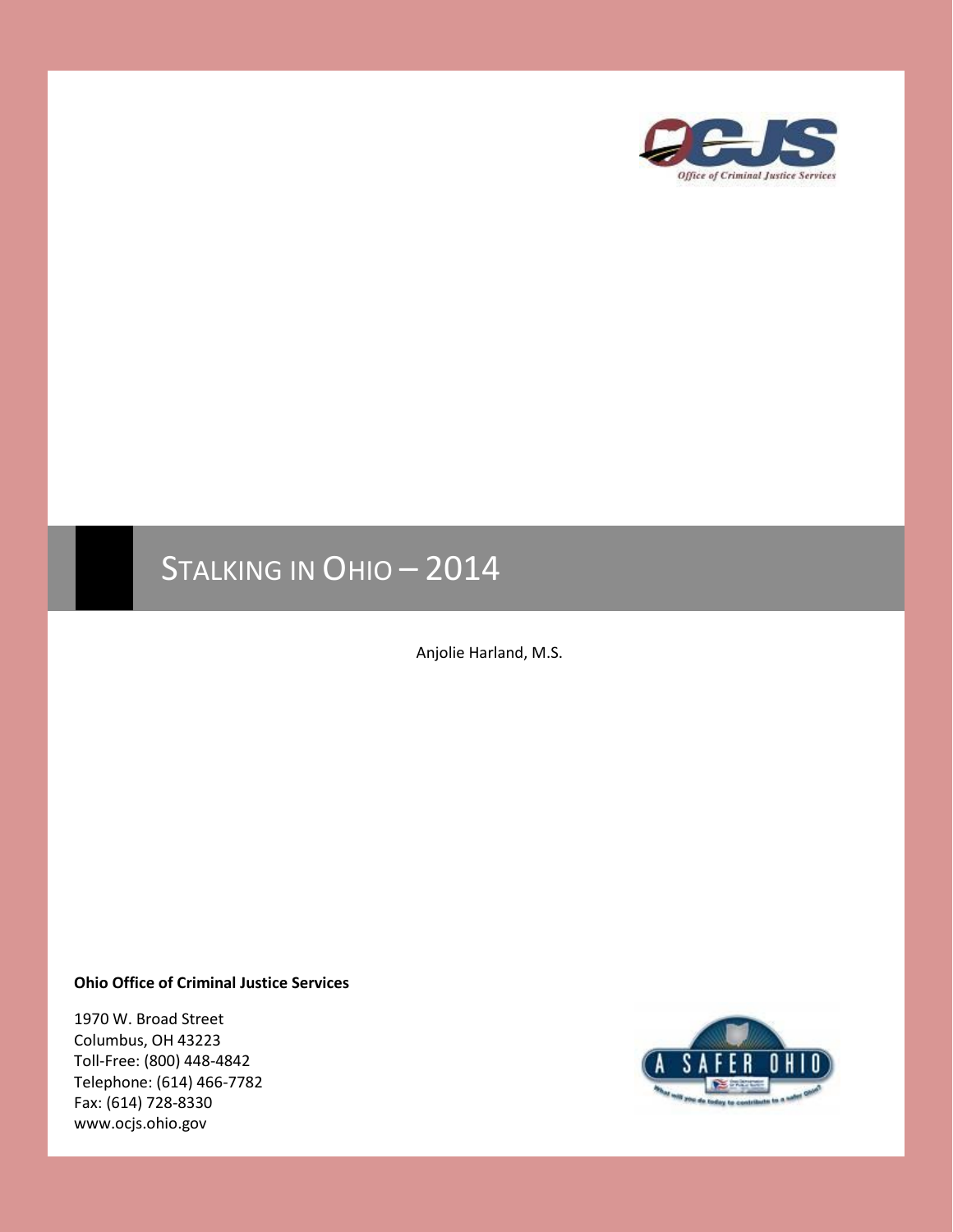# STALKING IN OHIO – 2014

Anjolie Harland, M.S.

**Ohio Office of Criminal Justice Services**

1970 W. Broad Street
Columbus, OH 43223
Toll-Free: (800) 448-4842
Telephone: (614) 466-7782
Fax: (614) 728-8330
www.ocjs.ohio.gov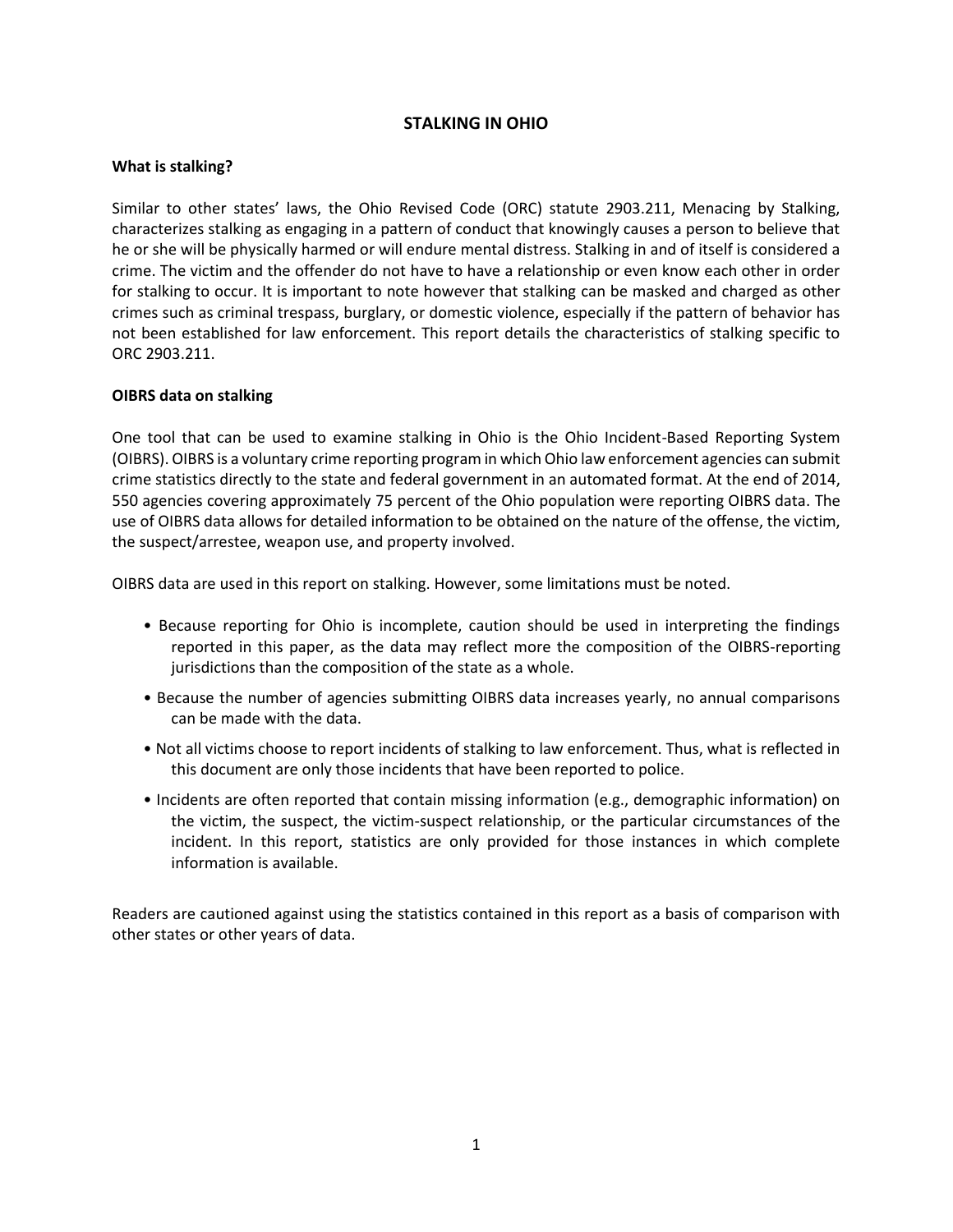# STALKING IN OHIO

## What is stalking?

Similar to other states' laws, the Ohio Revised Code (ORC) statute 2903.211, Menacing by Stalking, characterizes stalking as engaging in a pattern of conduct that knowingly causes a person to believe that he or she will be physically harmed or will endure mental distress. Stalking in and of itself is considered a crime. The victim and the offender do not have to have a relationship or even know each other in order for stalking to occur. It is important to note however that stalking can be masked and charged as other crimes such as criminal trespass, burglary, or domestic violence, especially if the pattern of behavior has not been established for law enforcement. This report details the characteristics of stalking specific to ORC 2903.211.

## OIBRS data on stalking

One tool that can be used to examine stalking in Ohio is the Ohio Incident-Based Reporting System (OIBRS). OIBRS is a voluntary crime reporting program in which Ohio law enforcement agencies can submit crime statistics directly to the state and federal government in an automated format. At the end of 2014, 550 agencies covering approximately 75 percent of the Ohio population were reporting OIBRS data. The use of OIBRS data allows for detailed information to be obtained on the nature of the offense, the victim, the suspect/arrestee, weapon use, and property involved.

OIBRS data are used in this report on stalking. However, some limitations must be noted.

- Because reporting for Ohio is incomplete, caution should be used in interpreting the findings reported in this paper, as the data may reflect more the composition of the OIBRS-reporting jurisdictions than the composition of the state as a whole.
- Because the number of agencies submitting OIBRS data increases yearly, no annual comparisons can be made with the data.
- Not all victims choose to report incidents of stalking to law enforcement. Thus, what is reflected in this document are only those incidents that have been reported to police.
- Incidents are often reported that contain missing information (e.g., demographic information) on the victim, the suspect, the victim-suspect relationship, or the particular circumstances of the incident. In this report, statistics are only provided for those instances in which complete information is available.

Readers are cautioned against using the statistics contained in this report as a basis of comparison with other states or other years of data.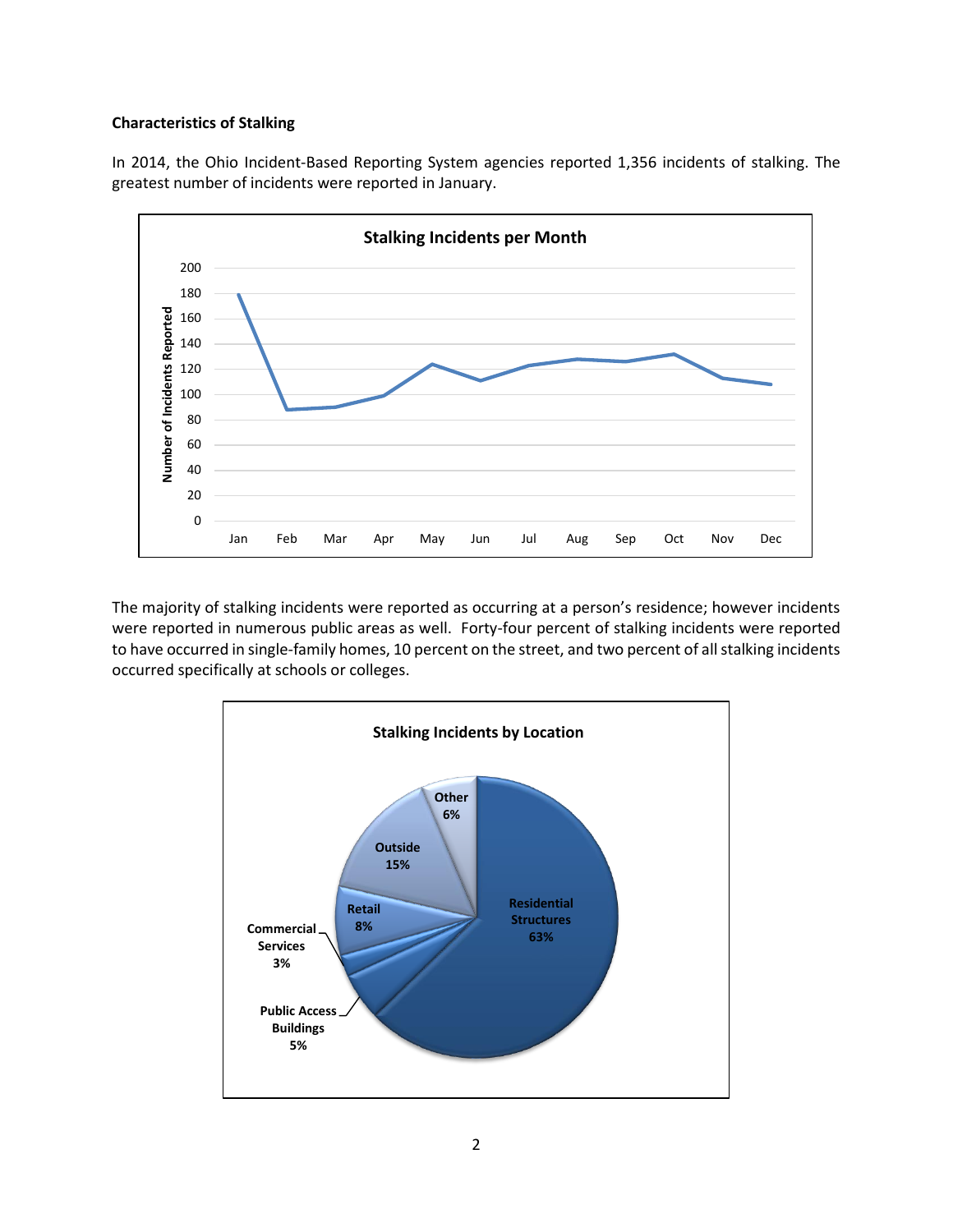**Characteristics of Stalking**

In 2014, the Ohio Incident-Based Reporting System agencies reported 1,356 incidents of stalking. The greatest number of incidents were reported in January.

**Stalking Incidents per Month**

The majority of stalking incidents were reported as occurring at a person's residence; however incidents were reported in numerous public areas as well. Forty-four percent of stalking incidents were reported to have occurred in single-family homes, 10 percent on the street, and two percent of all stalking incidents occurred specifically at schools or colleges.

**Stalking Incidents by Location**

| Location | Percent |
|---|---|
| Residential Structures | 63% |
| Outside | 15% |
| Retail | 8% |
| Other | 6% |
| Public Access Buildings | 5% |
| Commercial Services | 3% |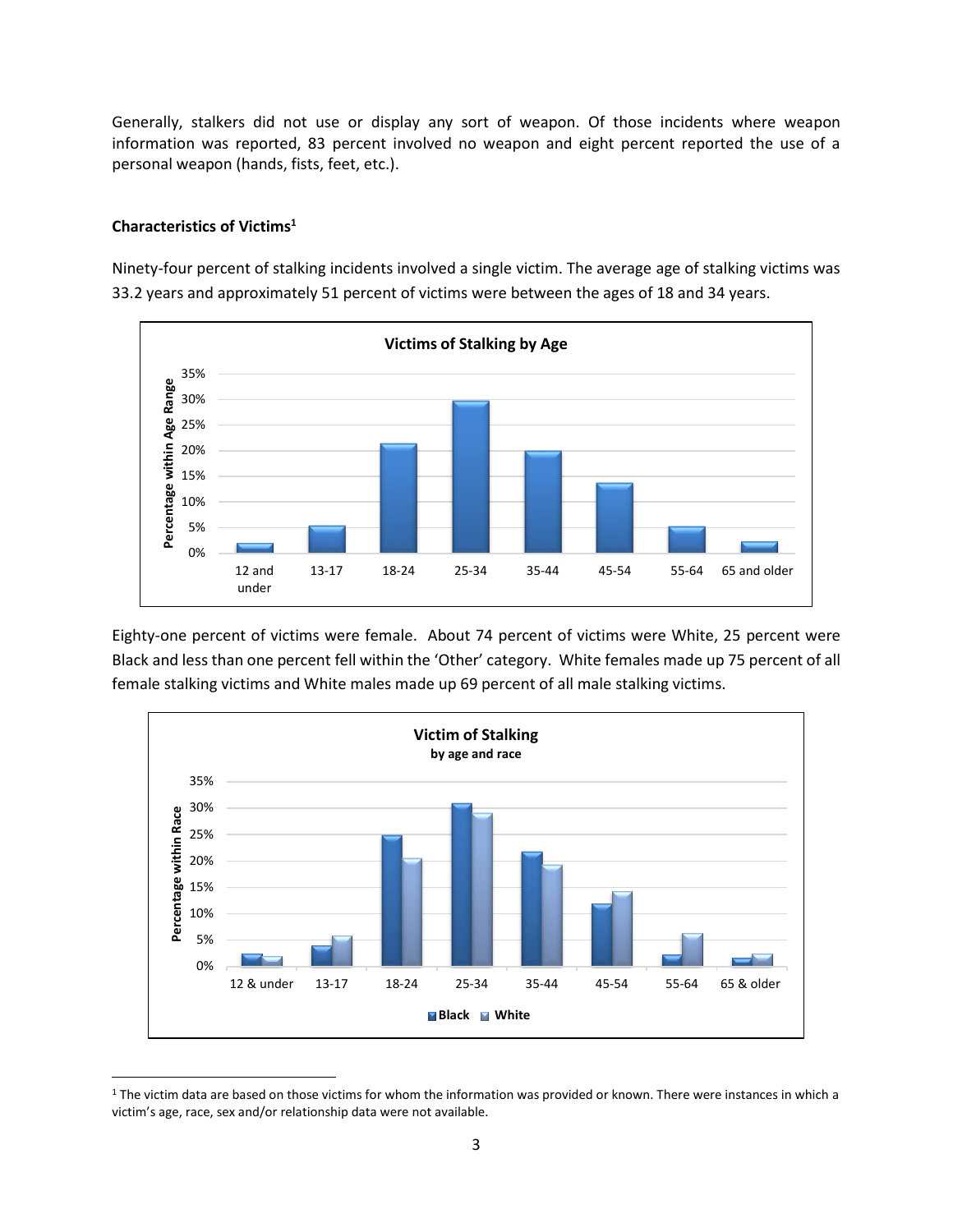Generally, stalkers did not use or display any sort of weapon. Of those incidents where weapon information was reported, 83 percent involved no weapon and eight percent reported the use of a personal weapon (hands, fists, feet, etc.).

**Characteristics of Victims[1]**

Ninety-four percent of stalking incidents involved a single victim. The average age of stalking victims was 33.2 years and approximately 51 percent of victims were between the ages of 18 and 34 years.

**Victims of Stalking by Age**

Eighty-one percent of victims were female. About 74 percent of victims were White, 25 percent were Black and less than one percent fell within the 'Other' category. White females made up 75 percent of all female stalking victims and White males made up 69 percent of all male stalking victims.

**Victim of Stalking**
**by age and race**

---

[1] The victim data are based on those victims for whom the information was provided or known. There were instances in which a victim's age, race, sex and/or relationship data were not available.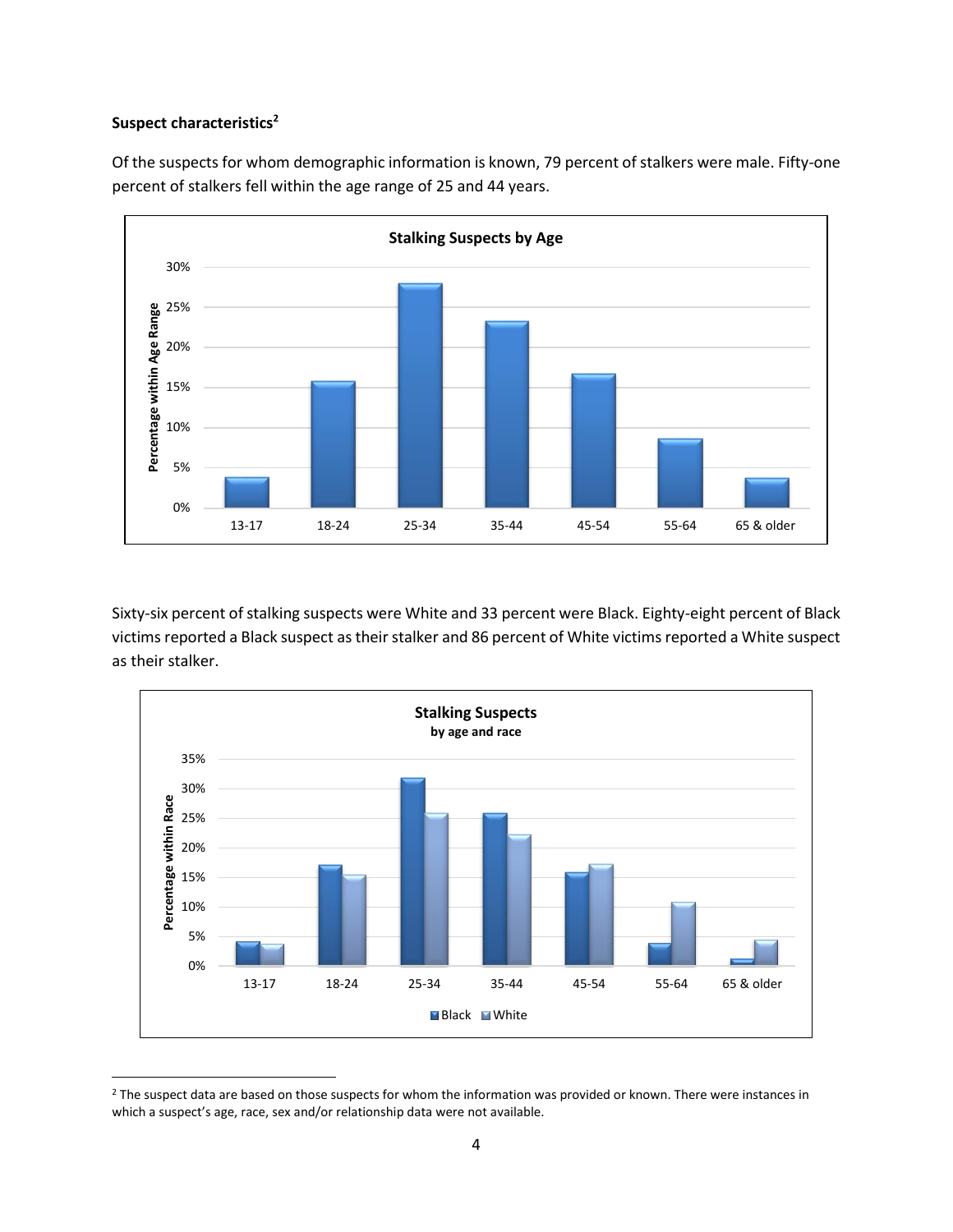**Suspect characteristics**[2]

Of the suspects for whom demographic information is known, 79 percent of stalkers were male. Fifty-one percent of stalkers fell within the age range of 25 and 44 years.

Sixty-six percent of stalking suspects were White and 33 percent were Black. Eighty-eight percent of Black victims reported a Black suspect as their stalker and 86 percent of White victims reported a White suspect as their stalker.

[2] The suspect data are based on those suspects for whom the information was provided or known. There were instances in which a suspect's age, race, sex and/or relationship data were not available.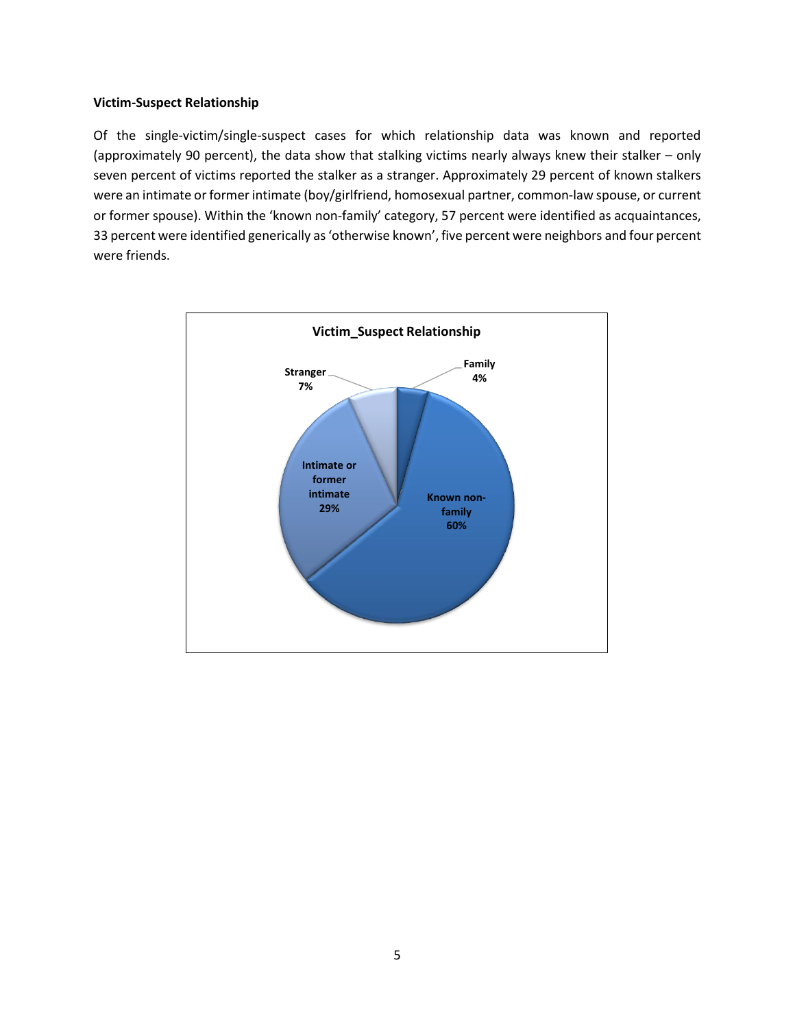**Victim-Suspect Relationship**

Of the single-victim/single-suspect cases for which relationship data was known and reported (approximately 90 percent), the data show that stalking victims nearly always knew their stalker – only seven percent of victims reported the stalker as a stranger. Approximately 29 percent of known stalkers were an intimate or former intimate (boy/girlfriend, homosexual partner, common-law spouse, or current or former spouse). Within the 'known non-family' category, 57 percent were identified as acquaintances, 33 percent were identified generically as 'otherwise known', five percent were neighbors and four percent were friends.

**Victim_Suspect Relationship**

| Relationship | Percent |
| --- | --- |
| Family | 4% |
| Known non-family | 60% |
| Intimate or former intimate | 29% |
| Stranger | 7% |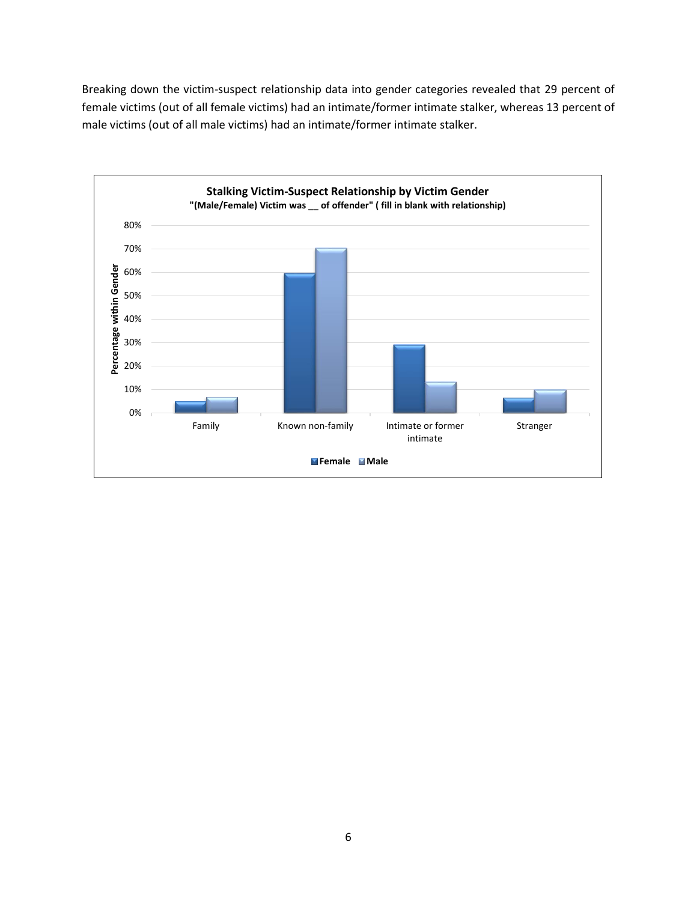Breaking down the victim-suspect relationship data into gender categories revealed that 29 percent of female victims (out of all female victims) had an intimate/former intimate stalker, whereas 13 percent of male victims (out of all male victims) had an intimate/former intimate stalker.

**Stalking Victim-Suspect Relationship by Victim Gender**
**"(Male/Female) Victim was __ of offender" ( fill in blank with relationship)**

Percentage within Gender

80%
70%
60%
50%
40%
30%
20%
10%
0%

Family
Known non-family
Intimate or former intimate
Stranger

Female
Male